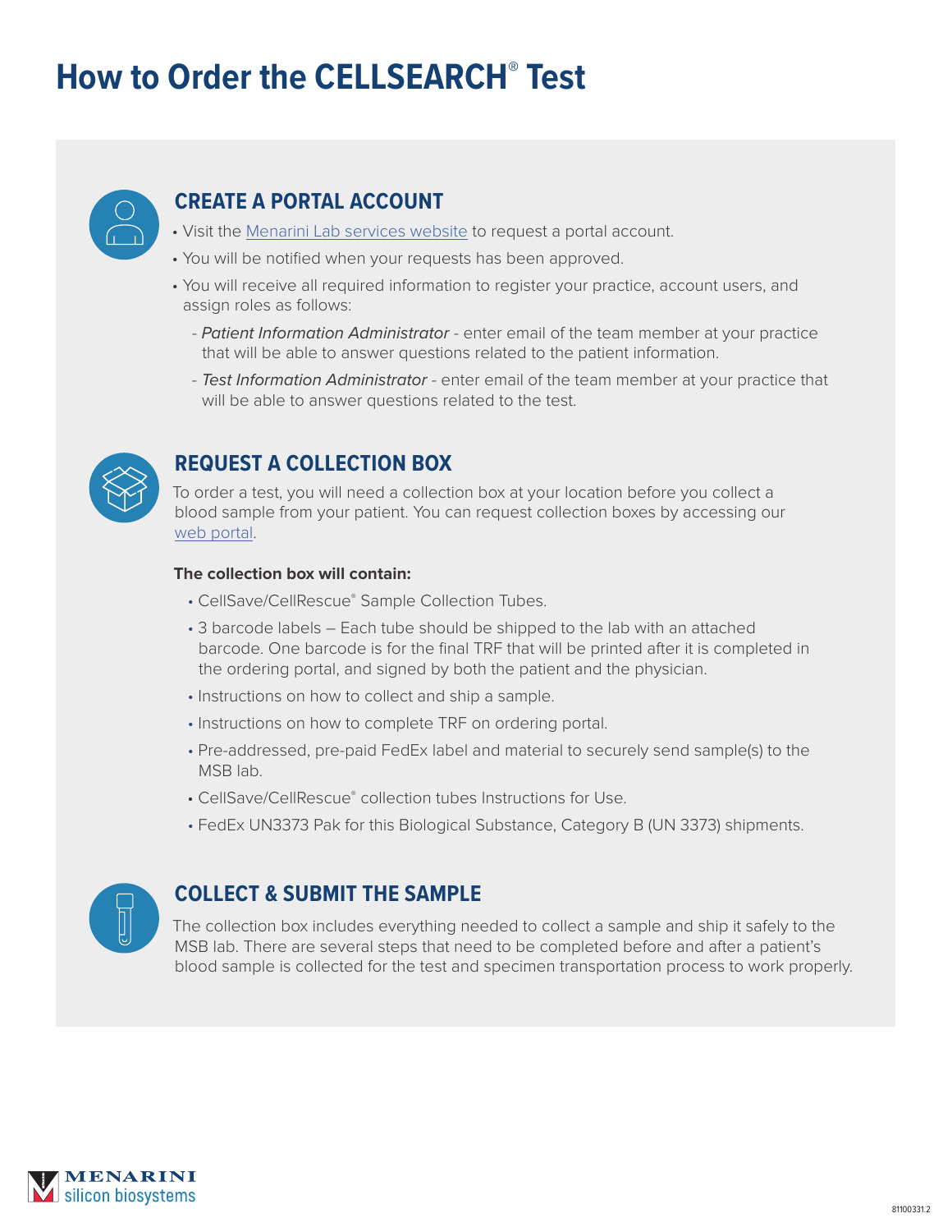# How to Order the CELLSEARCH® Test

## CREATE A PORTAL ACCOUNT

- Visit the Menarini Lab services website to request a portal account.
- You will be notified when your requests has been approved.
- You will receive all required information to register your practice, account users, and assign roles as follows:
  - *Patient Information Administrator* - enter email of the team member at your practice that will be able to answer questions related to the patient information.
  - *Test Information Administrator* - enter email of the team member at your practice that will be able to answer questions related to the test.

## REQUEST A COLLECTION BOX

To order a test, you will need a collection box at your location before you collect a blood sample from your patient. You can request collection boxes by accessing our web portal.

**The collection box will contain:**

- CellSave/CellRescue® Sample Collection Tubes.
- 3 barcode labels – Each tube should be shipped to the lab with an attached barcode. One barcode is for the final TRF that will be printed after it is completed in the ordering portal, and signed by both the patient and the physician.
- Instructions on how to collect and ship a sample.
- Instructions on how to complete TRF on ordering portal.
- Pre-addressed, pre-paid FedEx label and material to securely send sample(s) to the MSB lab.
- CellSave/CellRescue® collection tubes Instructions for Use.
- FedEx UN3373 Pak for this Biological Substance, Category B (UN 3373) shipments.

## COLLECT & SUBMIT THE SAMPLE

The collection box includes everything needed to collect a sample and ship it safely to the MSB lab. There are several steps that need to be completed before and after a patient's blood sample is collected for the test and specimen transportation process to work properly.

MENARINI silicon biosystems

81100331.2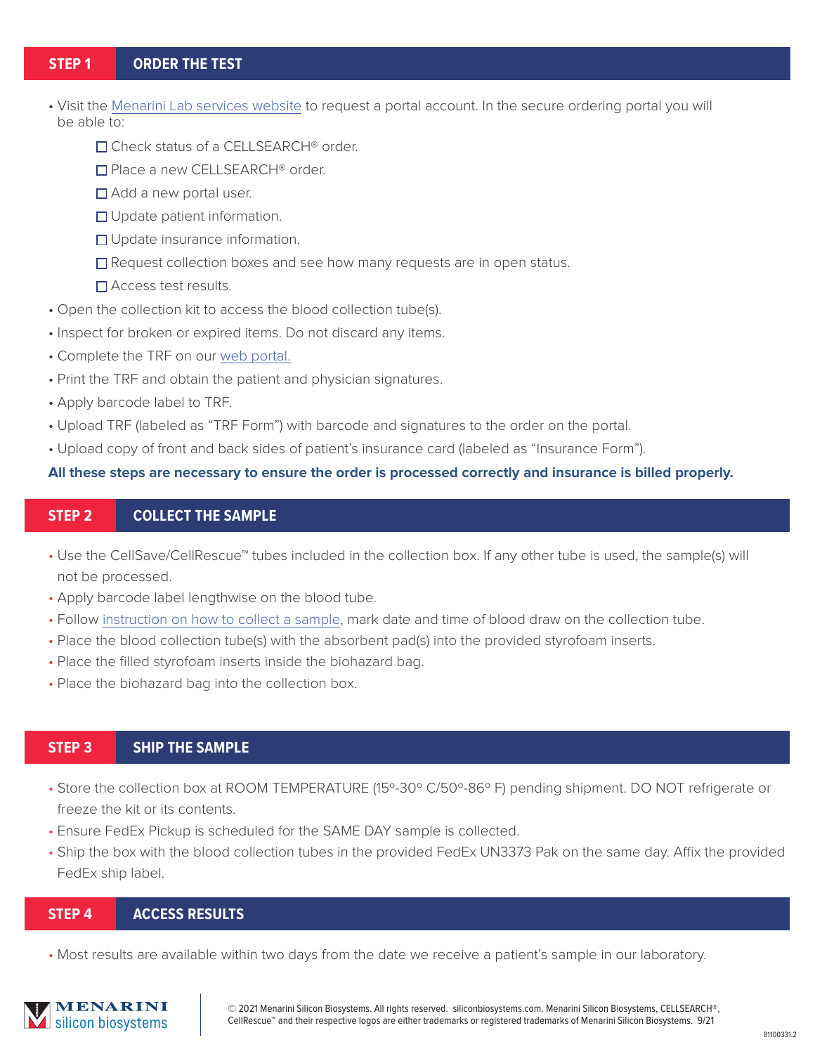## STEP 1 ORDER THE TEST

- Visit the Menarini Lab services website to request a portal account. In the secure ordering portal you will be able to:
  - ☐ Check status of a CELLSEARCH® order.
  - ☐ Place a new CELLSEARCH® order.
  - ☐ Add a new portal user.
  - ☐ Update patient information.
  - ☐ Update insurance information.
  - ☐ Request collection boxes and see how many requests are in open status.
  - ☐ Access test results.
- Open the collection kit to access the blood collection tube(s).
- Inspect for broken or expired items. Do not discard any items.
- Complete the TRF on our web portal.
- Print the TRF and obtain the patient and physician signatures.
- Apply barcode label to TRF.
- Upload TRF (labeled as "TRF Form") with barcode and signatures to the order on the portal.
- Upload copy of front and back sides of patient's insurance card (labeled as "Insurance Form").

**All these steps are necessary to ensure the order is processed correctly and insurance is billed properly.**

## STEP 2 COLLECT THE SAMPLE

- Use the CellSave/CellRescue™ tubes included in the collection box. If any other tube is used, the sample(s) will not be processed.
- Apply barcode label lengthwise on the blood tube.
- Follow instruction on how to collect a sample, mark date and time of blood draw on the collection tube.
- Place the blood collection tube(s) with the absorbent pad(s) into the provided styrofoam inserts.
- Place the filled styrofoam inserts inside the biohazard bag.
- Place the biohazard bag into the collection box.

## STEP 3 SHIP THE SAMPLE

- Store the collection box at ROOM TEMPERATURE (15º-30º C/50º-86º F) pending shipment. DO NOT refrigerate or freeze the kit or its contents.
- Ensure FedEx Pickup is scheduled for the SAME DAY sample is collected.
- Ship the box with the blood collection tubes in the provided FedEx UN3373 Pak on the same day. Affix the provided FedEx ship label.

## STEP 4 ACCESS RESULTS

- Most results are available within two days from the date we receive a patient's sample in our laboratory.

MENARINI silicon biosystems

© 2021 Menarini Silicon Biosystems. All rights reserved. siliconbiosystems.com. Menarini Silicon Biosystems, CELLSEARCH®, CellRescue™ and their respective logos are either trademarks or registered trademarks of Menarini Silicon Biosystems. 9/21

81100331.2